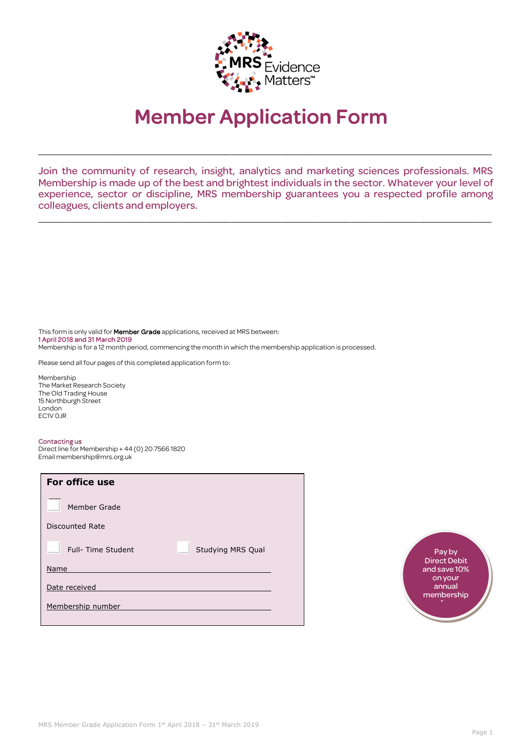MRS Evidence Matters™

# Member Application Form

Join the community of research, insight, analytics and marketing sciences professionals. MRS Membership is made up of the best and brightest individuals in the sector. Whatever your level of experience, sector or discipline, MRS membership guarantees you a respected profile among colleagues, clients and employers.

This form is only valid for **Member Grade** applications, received at MRS between:
1 April 2018 and 31 March 2019
Membership is for a 12 month period, commencing the month in which the membership application is processed.

Please send all four pages of this completed application form to:

Membership
The Market Research Society
The Old Trading House
15 Northburgh Street
London
EC1V 0JR

**Contacting us**
Direct line for Membership + 44 (0) 20 7566 1820
Email membership@mrs.org.uk

**For office use**

☐ Member Grade

Discounted Rate

☐ Full- Time Student ☐ Studying MRS Qual

Name ____________________

Date received ____________________

Membership number ____________________

Pay by Direct Debit and save 10% on your annual membership f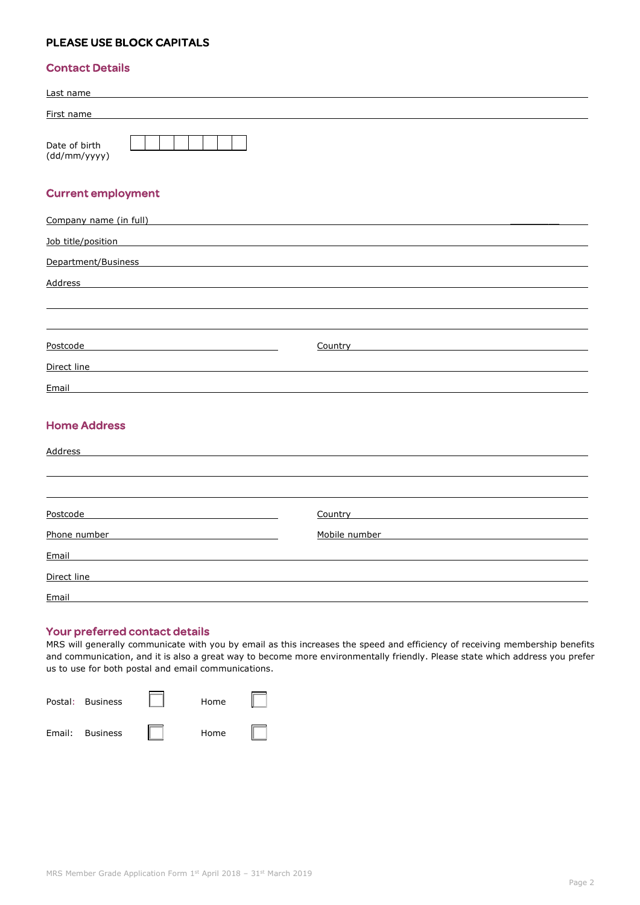**PLEASE USE BLOCK CAPITALS**

## Contact Details

Last name \_\_\_\_\_\_\_\_\_\_\_\_\_\_\_\_\_\_\_\_\_\_\_\_\_\_\_\_\_\_\_\_\_\_\_\_\_\_\_\_

First name \_\_\_\_\_\_\_\_\_\_\_\_\_\_\_\_\_\_\_\_\_\_\_\_\_\_\_\_\_\_\_\_\_\_\_\_\_\_\_\_

Date of birth (dd/mm/yyyy) ☐☐☐☐☐☐☐☐

## Current employment

Company name (in full) \_\_\_\_\_\_\_\_\_\_\_\_\_\_\_\_\_\_\_\_\_\_\_\_\_\_\_\_\_\_\_\_\_\_\_\_\_\_\_\_

Job title/position \_\_\_\_\_\_\_\_\_\_\_\_\_\_\_\_\_\_\_\_\_\_\_\_\_\_\_\_\_\_\_\_\_\_\_\_\_\_\_\_

Department/Business \_\_\_\_\_\_\_\_\_\_\_\_\_\_\_\_\_\_\_\_\_\_\_\_\_\_\_\_\_\_\_\_\_\_\_\_\_\_\_\_

Address \_\_\_\_\_\_\_\_\_\_\_\_\_\_\_\_\_\_\_\_\_\_\_\_\_\_\_\_\_\_\_\_\_\_\_\_\_\_\_\_

\_\_\_\_\_\_\_\_\_\_\_\_\_\_\_\_\_\_\_\_\_\_\_\_\_\_\_\_\_\_\_\_\_\_\_\_\_\_\_\_

\_\_\_\_\_\_\_\_\_\_\_\_\_\_\_\_\_\_\_\_\_\_\_\_\_\_\_\_\_\_\_\_\_\_\_\_\_\_\_\_

Postcode \_\_\_\_\_\_\_\_\_\_\_\_\_\_\_\_\_\_\_\_ Country \_\_\_\_\_\_\_\_\_\_\_\_\_\_\_\_\_\_\_\_

Direct line \_\_\_\_\_\_\_\_\_\_\_\_\_\_\_\_\_\_\_\_\_\_\_\_\_\_\_\_\_\_\_\_\_\_\_\_\_\_\_\_

Email \_\_\_\_\_\_\_\_\_\_\_\_\_\_\_\_\_\_\_\_\_\_\_\_\_\_\_\_\_\_\_\_\_\_\_\_\_\_\_\_

## Home Address

Address \_\_\_\_\_\_\_\_\_\_\_\_\_\_\_\_\_\_\_\_\_\_\_\_\_\_\_\_\_\_\_\_\_\_\_\_\_\_\_\_

\_\_\_\_\_\_\_\_\_\_\_\_\_\_\_\_\_\_\_\_\_\_\_\_\_\_\_\_\_\_\_\_\_\_\_\_\_\_\_\_

\_\_\_\_\_\_\_\_\_\_\_\_\_\_\_\_\_\_\_\_\_\_\_\_\_\_\_\_\_\_\_\_\_\_\_\_\_\_\_\_

Postcode \_\_\_\_\_\_\_\_\_\_\_\_\_\_\_\_\_\_\_\_ Country \_\_\_\_\_\_\_\_\_\_\_\_\_\_\_\_\_\_\_\_

Phone number \_\_\_\_\_\_\_\_\_\_\_\_\_\_\_\_\_\_\_\_ Mobile number \_\_\_\_\_\_\_\_\_\_\_\_\_\_\_\_\_\_\_\_

Email \_\_\_\_\_\_\_\_\_\_\_\_\_\_\_\_\_\_\_\_\_\_\_\_\_\_\_\_\_\_\_\_\_\_\_\_\_\_\_\_

Direct line \_\_\_\_\_\_\_\_\_\_\_\_\_\_\_\_\_\_\_\_\_\_\_\_\_\_\_\_\_\_\_\_\_\_\_\_\_\_\_\_

Email \_\_\_\_\_\_\_\_\_\_\_\_\_\_\_\_\_\_\_\_\_\_\_\_\_\_\_\_\_\_\_\_\_\_\_\_\_\_\_\_

## Your preferred contact details

MRS will generally communicate with you by email as this increases the speed and efficiency of receiving membership benefits and communication, and it is also a great way to become more environmentally friendly. Please state which address you prefer us to use for both postal and email communications.

Postal: Business ☐ Home ☐

Email: Business ☐ Home ☐

MRS Member Grade Application Form 1st April 2018 – 31st March 2019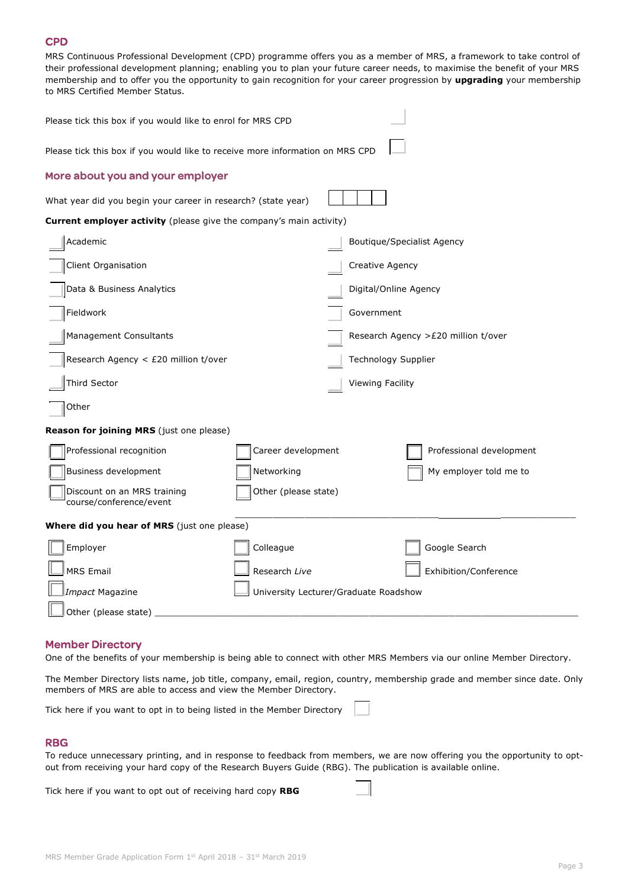## CPD

MRS Continuous Professional Development (CPD) programme offers you as a member of MRS, a framework to take control of their professional development planning; enabling you to plan your future career needs, to maximise the benefit of your MRS membership and to offer you the opportunity to gain recognition for your career progression by **upgrading** your membership to MRS Certified Member Status.

Please tick this box if you would like to enrol for MRS CPD ☐

Please tick this box if you would like to receive more information on MRS CPD ☐

## More about you and your employer

What year did you begin your career in research? (state year) ☐☐☐☐

**Current employer activity** (please give the company's main activity)

- ☐ Academic
- ☐ Boutique/Specialist Agency
- ☐ Client Organisation
- ☐ Creative Agency
- ☐ Data & Business Analytics
- ☐ Digital/Online Agency
- ☐ Fieldwork
- ☐ Government
- ☐ Management Consultants
- ☐ Research Agency >£20 million t/over
- ☐ Research Agency < £20 million t/over
- ☐ Technology Supplier
- ☐ Third Sector
- ☐ Viewing Facility
- ☐ Other

**Reason for joining MRS** (just one please)

- ☐ Professional recognition
- ☐ Career development
- ☐ Professional development
- ☐ Business development
- ☐ Networking
- ☐ My employer told me to
- ☐ Discount on an MRS training course/conference/event
- ☐ Other (please state) ______________________________

**Where did you hear of MRS** (just one please)

- ☐ Employer
- ☐ Colleague
- ☐ Google Search
- ☐ MRS Email
- ☐ Research *Live*
- ☐ Exhibition/Conference
- ☐ *Impact* Magazine
- ☐ University Lecturer/Graduate Roadshow
- ☐ Other (please state) ______________________________

## Member Directory

One of the benefits of your membership is being able to connect with other MRS Members via our online Member Directory.

The Member Directory lists name, job title, company, email, region, country, membership grade and member since date. Only members of MRS are able to access and view the Member Directory.

Tick here if you want to opt in to being listed in the Member Directory ☐

## RBG

To reduce unnecessary printing, and in response to feedback from members, we are now offering you the opportunity to opt-out from receiving your hard copy of the Research Buyers Guide (RBG). The publication is available online.

Tick here if you want to opt out of receiving hard copy **RBG** ☐

MRS Member Grade Application Form 1st April 2018 – 31st March 2019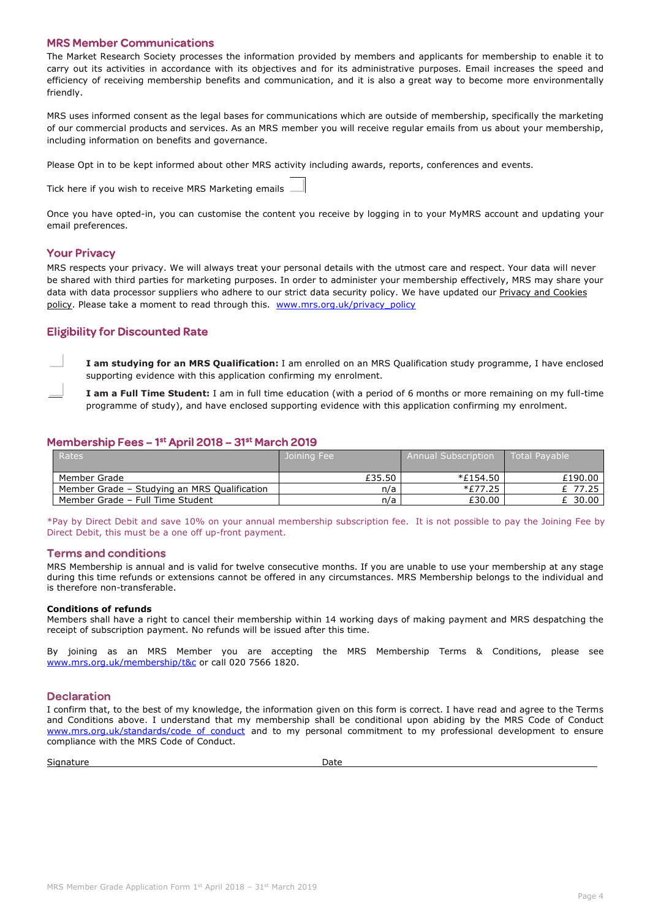## MRS Member Communications

The Market Research Society processes the information provided by members and applicants for membership to enable it to carry out its activities in accordance with its objectives and for its administrative purposes. Email increases the speed and efficiency of receiving membership benefits and communication, and it is also a great way to become more environmentally friendly.

MRS uses informed consent as the legal bases for communications which are outside of membership, specifically the marketing of our commercial products and services. As an MRS member you will receive regular emails from us about your membership, including information on benefits and governance.

Please Opt in to be kept informed about other MRS activity including awards, reports, conferences and events.

Tick here if you wish to receive MRS Marketing emails ☐

Once you have opted-in, you can customise the content you receive by logging in to your MyMRS account and updating your email preferences.

## Your Privacy

MRS respects your privacy. We will always treat your personal details with the utmost care and respect. Your data will never be shared with third parties for marketing purposes. In order to administer your membership effectively, MRS may share your data with data processor suppliers who adhere to our strict data security policy. We have updated our Privacy and Cookies policy. Please take a moment to read through this. www.mrs.org.uk/privacy_policy

## Eligibility for Discounted Rate

☐ **I am studying for an MRS Qualification:** I am enrolled on an MRS Qualification study programme, I have enclosed supporting evidence with this application confirming my enrolment.

☐ **I am a Full Time Student:** I am in full time education (with a period of 6 months or more remaining on my full-time programme of study), and have enclosed supporting evidence with this application confirming my enrolment.

## Membership Fees – 1st April 2018 – 31st March 2019

| Rates | Joining Fee | Annual Subscription | Total Payable |
|---|---|---|---|
| Member Grade | £35.50 | *£154.50 | £190.00 |
| Member Grade – Studying an MRS Qualification | n/a | *£77.25 | £ 77.25 |
| Member Grade – Full Time Student | n/a | £30.00 | £ 30.00 |

*Pay by Direct Debit and save 10% on your annual membership subscription fee. It is not possible to pay the Joining Fee by Direct Debit, this must be a one off up-front payment.

## Terms and conditions

MRS Membership is annual and is valid for twelve consecutive months. If you are unable to use your membership at any stage during this time refunds or extensions cannot be offered in any circumstances. MRS Membership belongs to the individual and is therefore non-transferable.

**Conditions of refunds**

Members shall have a right to cancel their membership within 14 working days of making payment and MRS despatching the receipt of subscription payment. No refunds will be issued after this time.

By joining as an MRS Member you are accepting the MRS Membership Terms & Conditions, please see www.mrs.org.uk/membership/t&c or call 020 7566 1820.

## Declaration

I confirm that, to the best of my knowledge, the information given on this form is correct. I have read and agree to the Terms and Conditions above. I understand that my membership shall be conditional upon abiding by the MRS Code of Conduct www.mrs.org.uk/standards/code_of_conduct and to my personal commitment to my professional development to ensure compliance with the MRS Code of Conduct.

Signature ______________________________ Date ______________________________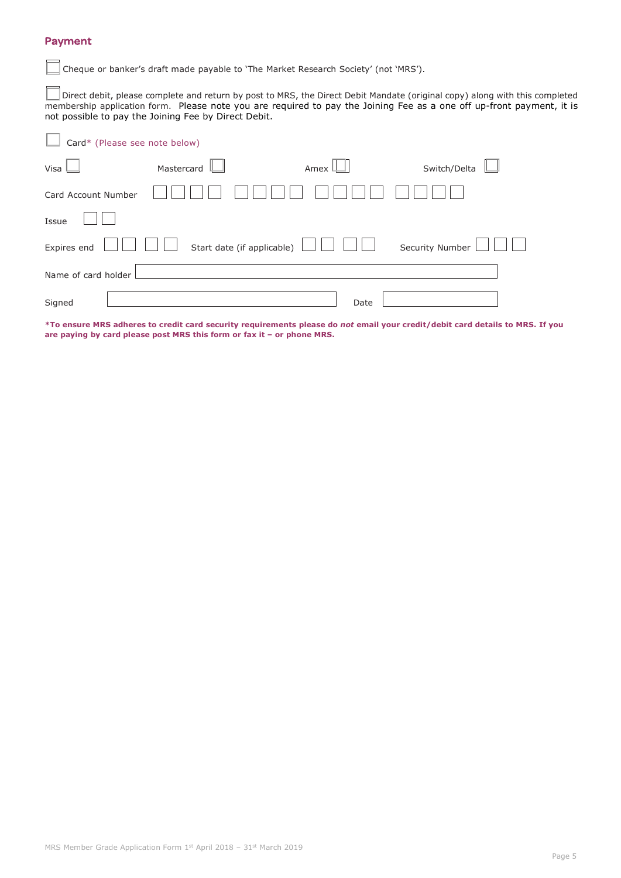## Payment

☐ Cheque or banker's draft made payable to 'The Market Research Society' (not 'MRS').

☐ Direct debit, please complete and return by post to MRS, the Direct Debit Mandate (original copy) along with this completed membership application form. Please note you are required to pay the Joining Fee as a one off up-front payment, it is not possible to pay the Joining Fee by Direct Debit.

☐ Card* (Please see note below)

Visa ☐ Mastercard ☐ Amex ☐ Switch/Delta ☐

Card Account Number ☐☐☐☐ ☐☐☐☐ ☐☐☐☐ ☐☐☐☐

Issue ☐☐

Expires end ☐☐ ☐☐ Start date (if applicable) ☐☐ ☐☐ Security Number ☐☐☐

Name of card holder ______________________________

Signed ______________________________ Date ______________

**\*To ensure MRS adheres to credit card security requirements please do *not* email your credit/debit card details to MRS. If you are paying by card please post MRS this form or fax it – or phone MRS.**

MRS Member Grade Application Form 1st April 2018 – 31st March 2019